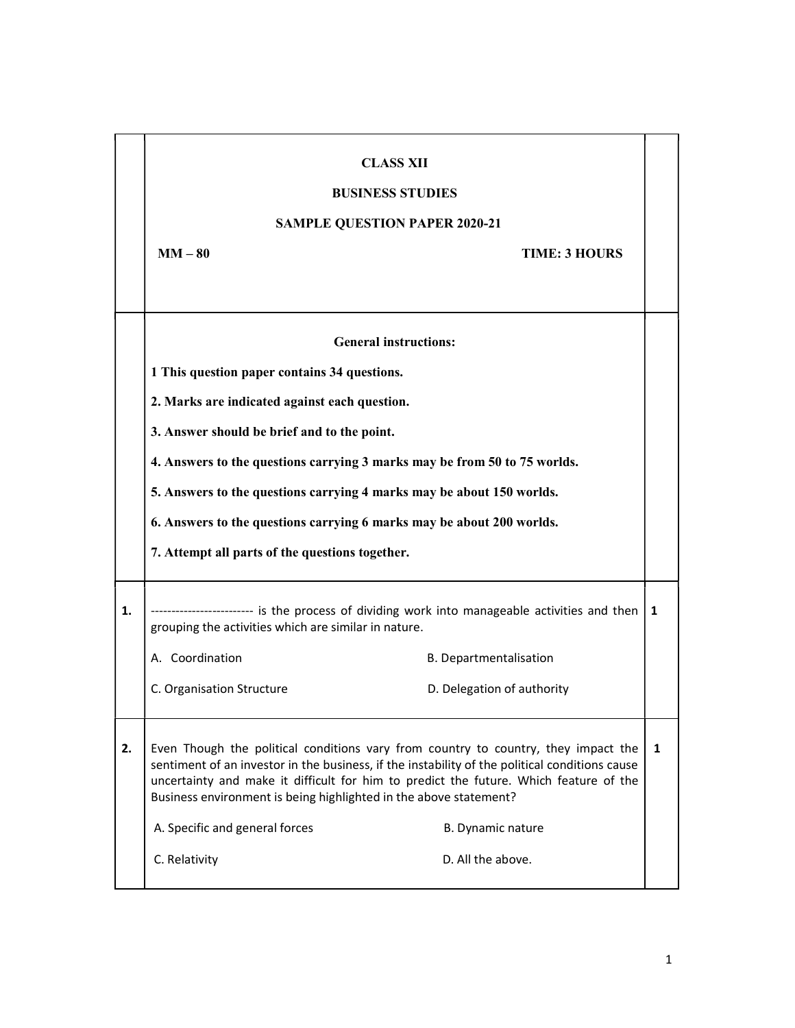# CLASS XII

## BUSINESS STUDIES

## SAMPLE QUESTION PAPER 2020-21

**MM – 80** **TIME: 3 HOURS**

### General instructions:

**1 This question paper contains 34 questions.**

**2. Marks are indicated against each question.**

**3. Answer should be brief and to the point.**

**4. Answers to the questions carrying 3 marks may be from 50 to 75 worlds.**

**5. Answers to the questions carrying 4 marks may be about 150 worlds.**

**6. Answers to the questions carrying 6 marks may be about 200 worlds.**

**7. Attempt all parts of the questions together.**

| | | |
|---|---|---|
| **1.** | ------------------------- is the process of dividing work into manageable activities and then grouping the activities which are similar in nature.<br><br>A. Coordination B. Departmentalisation<br><br>C. Organisation Structure D. Delegation of authority | **1** |
| **2.** | Even Though the political conditions vary from country to country, they impact the sentiment of an investor in the business, if the instability of the political conditions cause uncertainty and make it difficult for him to predict the future. Which feature of the Business environment is being highlighted in the above statement?<br><br>A. Specific and general forces B. Dynamic nature<br><br>C. Relativity D. All the above. | **1** |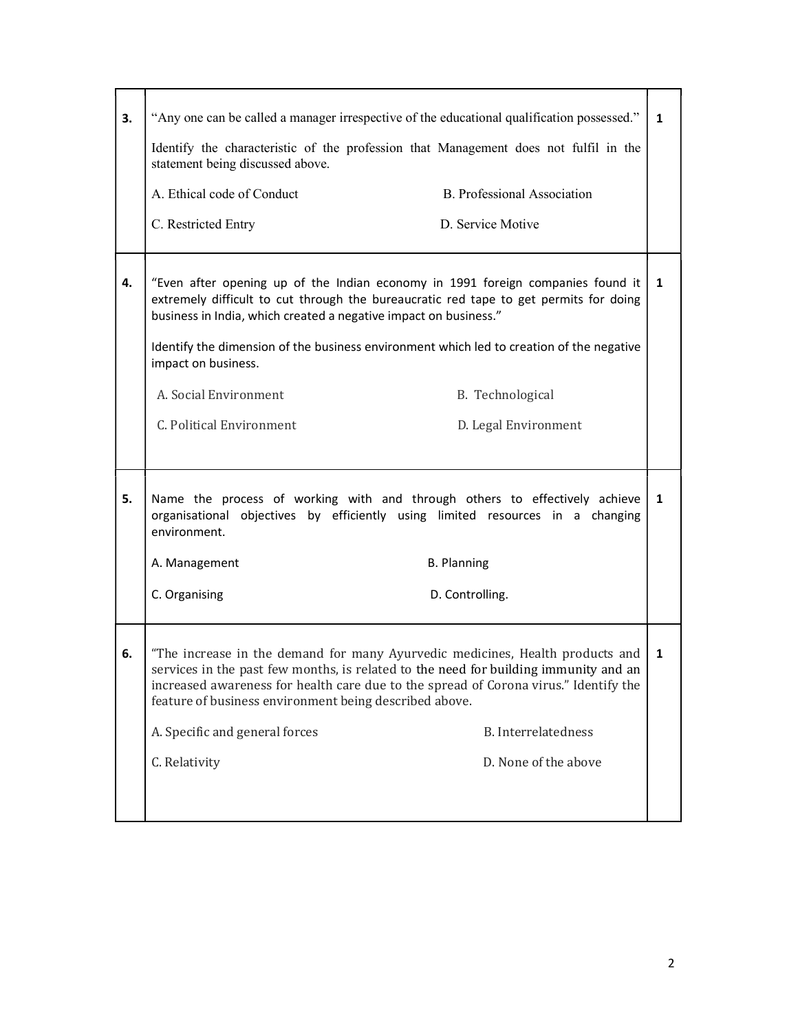| | | |
|---|---|---|
| **3.** | "Any one can be called a manager irrespective of the educational qualification possessed."<br><br>Identify the characteristic of the profession that Management does not fulfil in the statement being discussed above.<br><br>A. Ethical code of Conduct &nbsp;&nbsp;&nbsp;&nbsp; B. Professional Association<br><br>C. Restricted Entry &nbsp;&nbsp;&nbsp;&nbsp; D. Service Motive | **1** |
| **4.** | "Even after opening up of the Indian economy in 1991 foreign companies found it extremely difficult to cut through the bureaucratic red tape to get permits for doing business in India, which created a negative impact on business."<br><br>Identify the dimension of the business environment which led to creation of the negative impact on business.<br><br>A. Social Environment &nbsp;&nbsp;&nbsp;&nbsp; B. Technological<br><br>C. Political Environment &nbsp;&nbsp;&nbsp;&nbsp; D. Legal Environment | **1** |
| **5.** | Name the process of working with and through others to effectively achieve organisational objectives by efficiently using limited resources in a changing environment.<br><br>A. Management &nbsp;&nbsp;&nbsp;&nbsp; B. Planning<br><br>C. Organising &nbsp;&nbsp;&nbsp;&nbsp; D. Controlling. | **1** |
| **6.** | "The increase in the demand for many Ayurvedic medicines, Health products and services in the past few months, is related to the need for building immunity and an increased awareness for health care due to the spread of Corona virus." Identify the feature of business environment being described above.<br><br>A. Specific and general forces &nbsp;&nbsp;&nbsp;&nbsp; B. Interrelatedness<br><br>C. Relativity &nbsp;&nbsp;&nbsp;&nbsp; D. None of the above | **1** |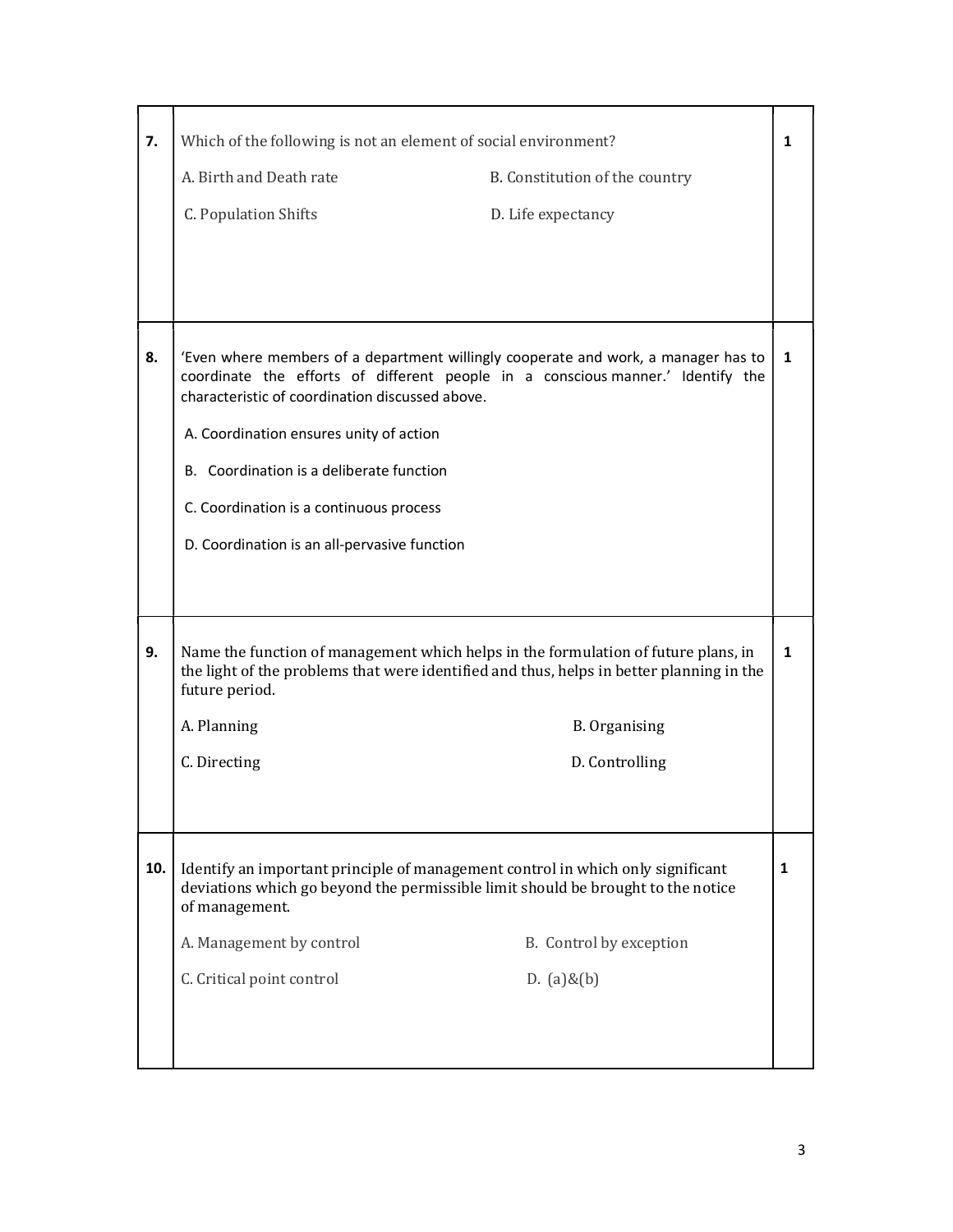| | | |
|---|---|---|
| **7.** | Which of the following is not an element of social environment?<br><br>A. Birth and Death rate &nbsp;&nbsp;&nbsp;&nbsp; B. Constitution of the country<br><br>C. Population Shifts &nbsp;&nbsp;&nbsp;&nbsp; D. Life expectancy | **1** |
| **8.** | 'Even where members of a department willingly cooperate and work, a manager has to coordinate the efforts of different people in a conscious manner.' Identify the characteristic of coordination discussed above.<br><br>A. Coordination ensures unity of action<br><br>B. Coordination is a deliberate function<br><br>C. Coordination is a continuous process<br><br>D. Coordination is an all-pervasive function | **1** |
| **9.** | Name the function of management which helps in the formulation of future plans, in the light of the problems that were identified and thus, helps in better planning in the future period.<br><br>A. Planning &nbsp;&nbsp;&nbsp;&nbsp; B. Organising<br><br>C. Directing &nbsp;&nbsp;&nbsp;&nbsp; D. Controlling | **1** |
| **10.** | Identify an important principle of management control in which only significant deviations which go beyond the permissible limit should be brought to the notice of management.<br><br>A. Management by control &nbsp;&nbsp;&nbsp;&nbsp; B. Control by exception<br><br>C. Critical point control &nbsp;&nbsp;&nbsp;&nbsp; D. (a)&(b) | **1** |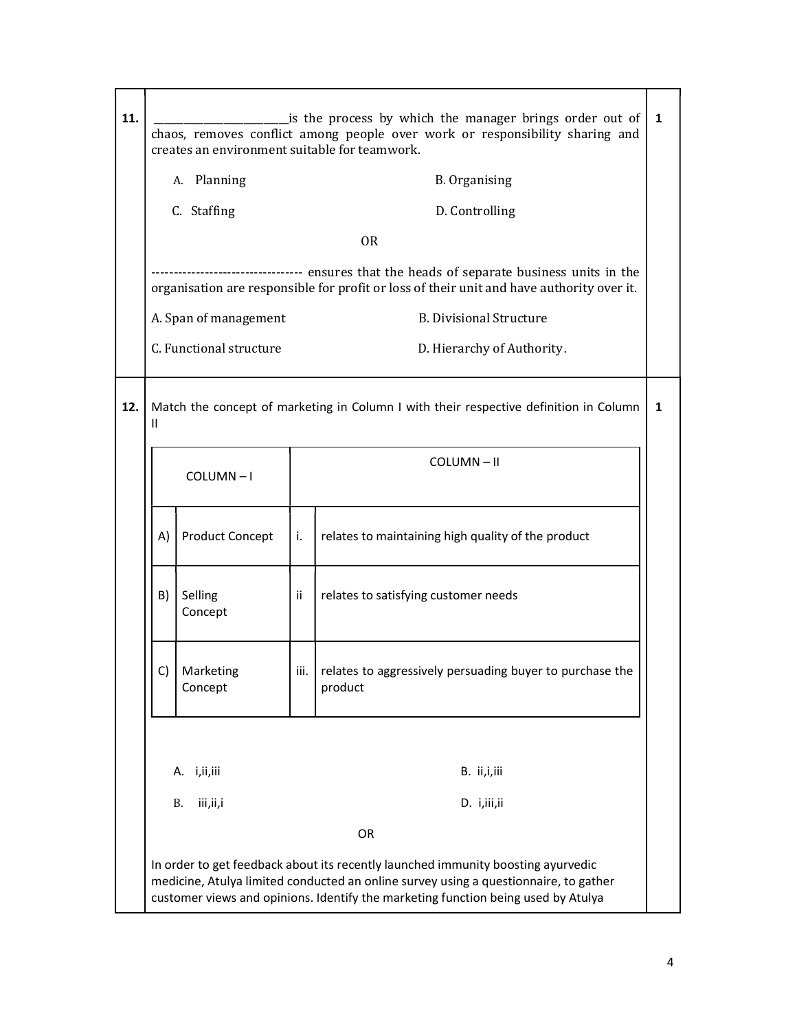**11.** ________________________is the process by which the manager brings order out of chaos, removes conflict among people over work or responsibility sharing and creates an environment suitable for teamwork. **1**

A. Planning
B. Organising
C. Staffing
D. Controlling

OR

---------------------------------- ensures that the heads of separate business units in the organisation are responsible for profit or loss of their unit and have authority over it.

A. Span of management
B. Divisional Structure
C. Functional structure
D. Hierarchy of Authority.

**12.** Match the concept of marketing in Column I with their respective definition in Column II **1**

| COLUMN – I | | COLUMN – II | |
|---|---|---|---|
| A) | Product Concept | i. | relates to maintaining high quality of the product |
| B) | Selling Concept | ii | relates to satisfying customer needs |
| C) | Marketing Concept | iii. | relates to aggressively persuading buyer to purchase the product |

A. i,ii,iii
B. ii,i,iii
B. iii,ii,i
D. i,iii,ii

OR

In order to get feedback about its recently launched immunity boosting ayurvedic medicine, Atulya limited conducted an online survey using a questionnaire, to gather customer views and opinions. Identify the marketing function being used by Atulya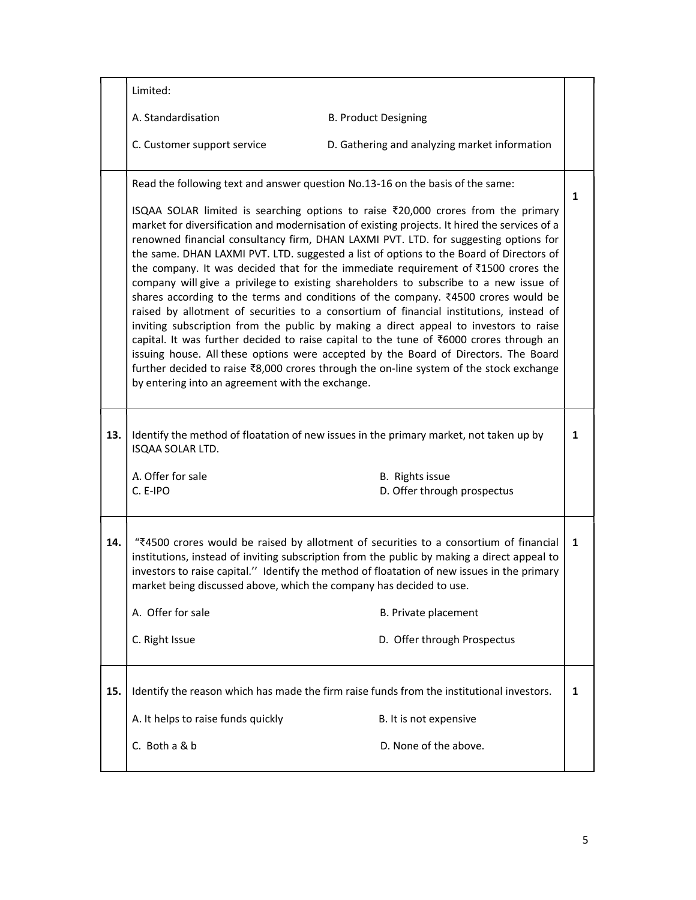Limited:

A. Standardisation B. Product Designing

C. Customer support service D. Gathering and analyzing market information

Read the following text and answer question No.13-16 on the basis of the same: **1**

ISQAA SOLAR limited is searching options to raise ₹20,000 crores from the primary market for diversification and modernisation of existing projects. It hired the services of a renowned financial consultancy firm, DHAN LAXMI PVT. LTD. for suggesting options for the same. DHAN LAXMI PVT. LTD. suggested a list of options to the Board of Directors of the company. It was decided that for the immediate requirement of ₹1500 crores the company will give a privilege to existing shareholders to subscribe to a new issue of shares according to the terms and conditions of the company. ₹4500 crores would be raised by allotment of securities to a consortium of financial institutions, instead of inviting subscription from the public by making a direct appeal to investors to raise capital. It was further decided to raise capital to the tune of ₹6000 crores through an issuing house. All these options were accepted by the Board of Directors. The Board further decided to raise ₹8,000 crores through the on-line system of the stock exchange by entering into an agreement with the exchange.

**13.** Identify the method of floatation of new issues in the primary market, not taken up by ISQAA SOLAR LTD. **1**

A. Offer for sale B. Rights issue
C. E-IPO D. Offer through prospectus

**14.** "₹4500 crores would be raised by allotment of securities to a consortium of financial institutions, instead of inviting subscription from the public by making a direct appeal to investors to raise capital.'' Identify the method of floatation of new issues in the primary market being discussed above, which the company has decided to use. **1**

A. Offer for sale B. Private placement

C. Right Issue D. Offer through Prospectus

**15.** Identify the reason which has made the firm raise funds from the institutional investors. **1**

A. It helps to raise funds quickly B. It is not expensive

C. Both a & b D. None of the above.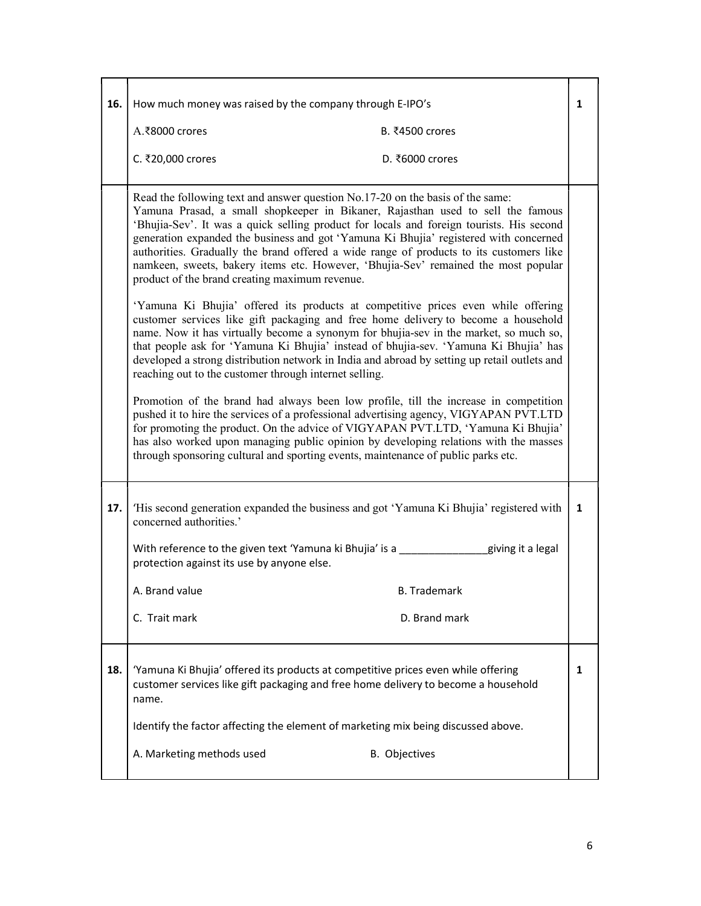**16.** How much money was raised by the company through E-IPO's **1**

A. ₹8000 crores B. ₹4500 crores

C. ₹20,000 crores D. ₹6000 crores

Read the following text and answer question No.17-20 on the basis of the same:
Yamuna Prasad, a small shopkeeper in Bikaner, Rajasthan used to sell the famous 'Bhujia-Sev'. It was a quick selling product for locals and foreign tourists. His second generation expanded the business and got 'Yamuna Ki Bhujia' registered with concerned authorities. Gradually the brand offered a wide range of products to its customers like namkeen, sweets, bakery items etc. However, 'Bhujia-Sev' remained the most popular product of the brand creating maximum revenue.

'Yamuna Ki Bhujia' offered its products at competitive prices even while offering customer services like gift packaging and free home delivery to become a household name. Now it has virtually become a synonym for bhujia-sev in the market, so much so, that people ask for 'Yamuna Ki Bhujia' instead of bhujia-sev. 'Yamuna Ki Bhujia' has developed a strong distribution network in India and abroad by setting up retail outlets and reaching out to the customer through internet selling.

Promotion of the brand had always been low profile, till the increase in competition pushed it to hire the services of a professional advertising agency, VIGYAPAN PVT.LTD for promoting the product. On the advice of VIGYAPAN PVT.LTD, 'Yamuna Ki Bhujia' has also worked upon managing public opinion by developing relations with the masses through sponsoring cultural and sporting events, maintenance of public parks etc.

**17.** 'His second generation expanded the business and got 'Yamuna Ki Bhujia' registered with concerned authorities.' **1**

With reference to the given text 'Yamuna ki Bhujia' is a _______________giving it a legal protection against its use by anyone else.

A. Brand value B. Trademark

C. Trait mark D. Brand mark

**18.** 'Yamuna Ki Bhujia' offered its products at competitive prices even while offering customer services like gift packaging and free home delivery to become a household name. **1**

Identify the factor affecting the element of marketing mix being discussed above.

A. Marketing methods used B. Objectives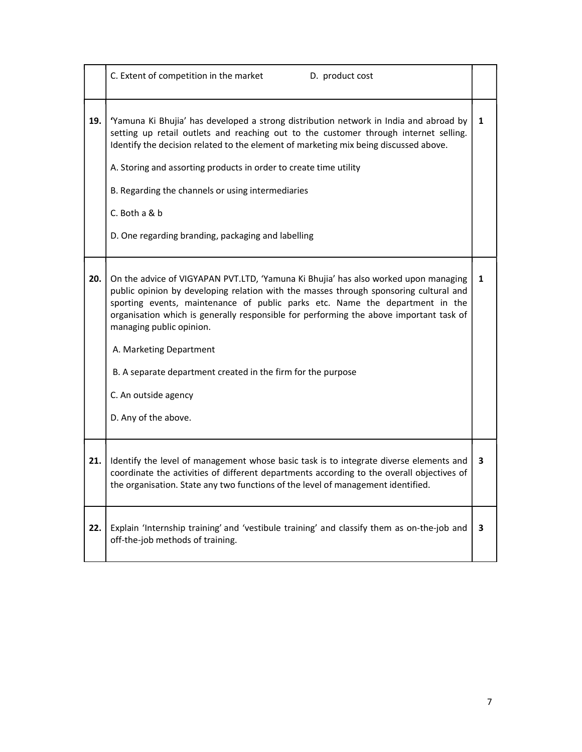| | | |
|---|---|---|
| | C. Extent of competition in the market D. product cost | |
| **19.** | **'**Yamuna Ki Bhujia' has developed a strong distribution network in India and abroad by setting up retail outlets and reaching out to the customer through internet selling. Identify the decision related to the element of marketing mix being discussed above.<br><br>A. Storing and assorting products in order to create time utility<br><br>B. Regarding the channels or using intermediaries<br><br>C. Both a & b<br><br>D. One regarding branding, packaging and labelling | **1** |
| **20.** | On the advice of VIGYAPAN PVT.LTD, 'Yamuna Ki Bhujia' has also worked upon managing public opinion by developing relation with the masses through sponsoring cultural and sporting events, maintenance of public parks etc. Name the department in the organisation which is generally responsible for performing the above important task of managing public opinion.<br><br>A. Marketing Department<br><br>B. A separate department created in the firm for the purpose<br><br>C. An outside agency<br><br>D. Any of the above. | **1** |
| **21.** | Identify the level of management whose basic task is to integrate diverse elements and coordinate the activities of different departments according to the overall objectives of the organisation. State any two functions of the level of management identified. | **3** |
| **22.** | Explain 'Internship training' and 'vestibule training' and classify them as on-the-job and off-the-job methods of training. | **3** |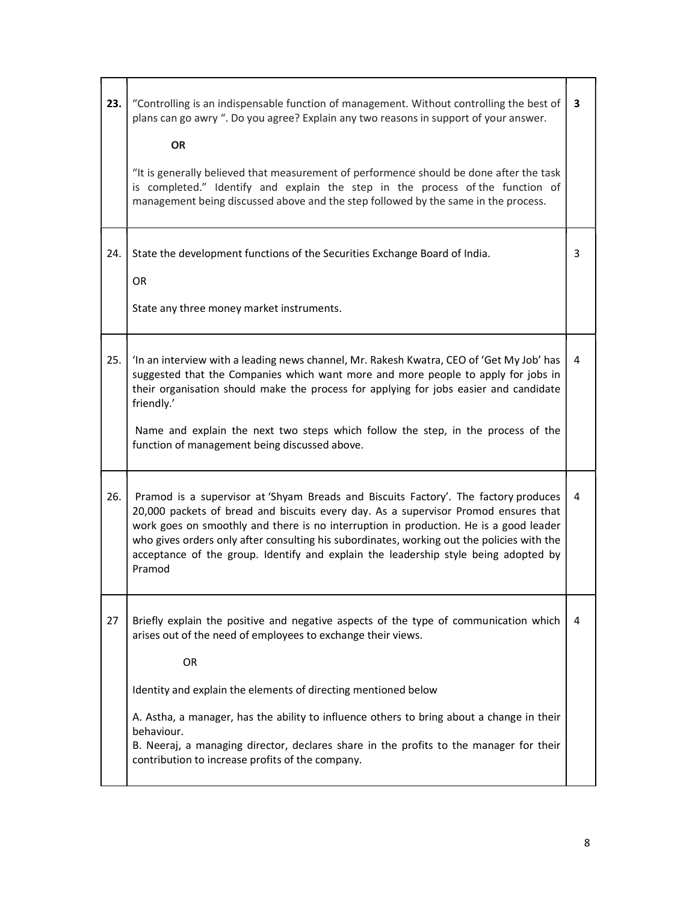| | | |
|---|---|---|
| **23.** | "Controlling is an indispensable function of management. Without controlling the best of plans can go awry ". Do you agree? Explain any two reasons in support of your answer.<br><br>**OR**<br><br>"It is generally believed that measurement of performence should be done after the task is completed." Identify and explain the step in the process of the function of management being discussed above and the step followed by the same in the process. | **3** |
| 24. | State the development functions of the Securities Exchange Board of India.<br><br>OR<br><br>State any three money market instruments. | 3 |
| 25. | 'In an interview with a leading news channel, Mr. Rakesh Kwatra, CEO of 'Get My Job' has suggested that the Companies which want more and more people to apply for jobs in their organisation should make the process for applying for jobs easier and candidate friendly.'<br><br>Name and explain the next two steps which follow the step, in the process of the function of management being discussed above. | 4 |
| 26. | Pramod is a supervisor at 'Shyam Breads and Biscuits Factory'. The factory produces 20,000 packets of bread and biscuits every day. As a supervisor Promod ensures that work goes on smoothly and there is no interruption in production. He is a good leader who gives orders only after consulting his subordinates, working out the policies with the acceptance of the group. Identify and explain the leadership style being adopted by Pramod | 4 |
| 27 | Briefly explain the positive and negative aspects of the type of communication which arises out of the need of employees to exchange their views.<br><br>OR<br><br>Identity and explain the elements of directing mentioned below<br><br>A. Astha, a manager, has the ability to influence others to bring about a change in their behaviour.<br>B. Neeraj, a managing director, declares share in the profits to the manager for their contribution to increase profits of the company. | 4 |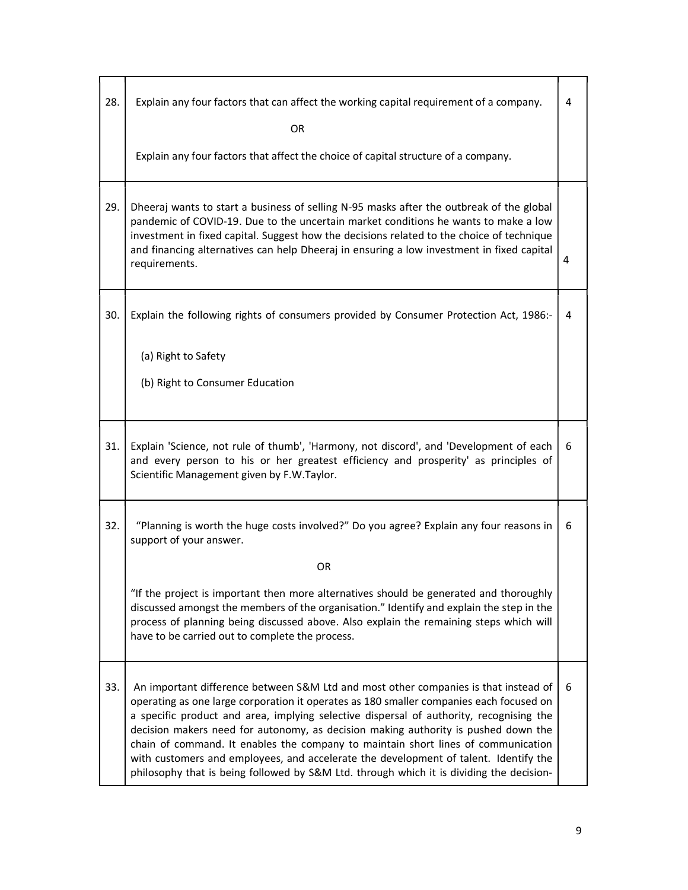| | | |
|---|---|---|
| 28. | Explain any four factors that can affect the working capital requirement of a company.<br><br>OR<br><br>Explain any four factors that affect the choice of capital structure of a company. | 4 |
| 29. | Dheeraj wants to start a business of selling N-95 masks after the outbreak of the global pandemic of COVID-19. Due to the uncertain market conditions he wants to make a low investment in fixed capital. Suggest how the decisions related to the choice of technique and financing alternatives can help Dheeraj in ensuring a low investment in fixed capital requirements. | 4 |
| 30. | Explain the following rights of consumers provided by Consumer Protection Act, 1986:-<br><br>(a) Right to Safety<br><br>(b) Right to Consumer Education | 4 |
| 31. | Explain 'Science, not rule of thumb', 'Harmony, not discord', and 'Development of each and every person to his or her greatest efficiency and prosperity' as principles of Scientific Management given by F.W.Taylor. | 6 |
| 32. | "Planning is worth the huge costs involved?" Do you agree? Explain any four reasons in support of your answer.<br><br>OR<br><br>"If the project is important then more alternatives should be generated and thoroughly discussed amongst the members of the organisation." Identify and explain the step in the process of planning being discussed above. Also explain the remaining steps which will have to be carried out to complete the process. | 6 |
| 33. | An important difference between S&M Ltd and most other companies is that instead of operating as one large corporation it operates as 180 smaller companies each focused on a specific product and area, implying selective dispersal of authority, recognising the decision makers need for autonomy, as decision making authority is pushed down the chain of command. It enables the company to maintain short lines of communication with customers and employees, and accelerate the development of talent. Identify the philosophy that is being followed by S&M Ltd. through which it is dividing the decision- | 6 |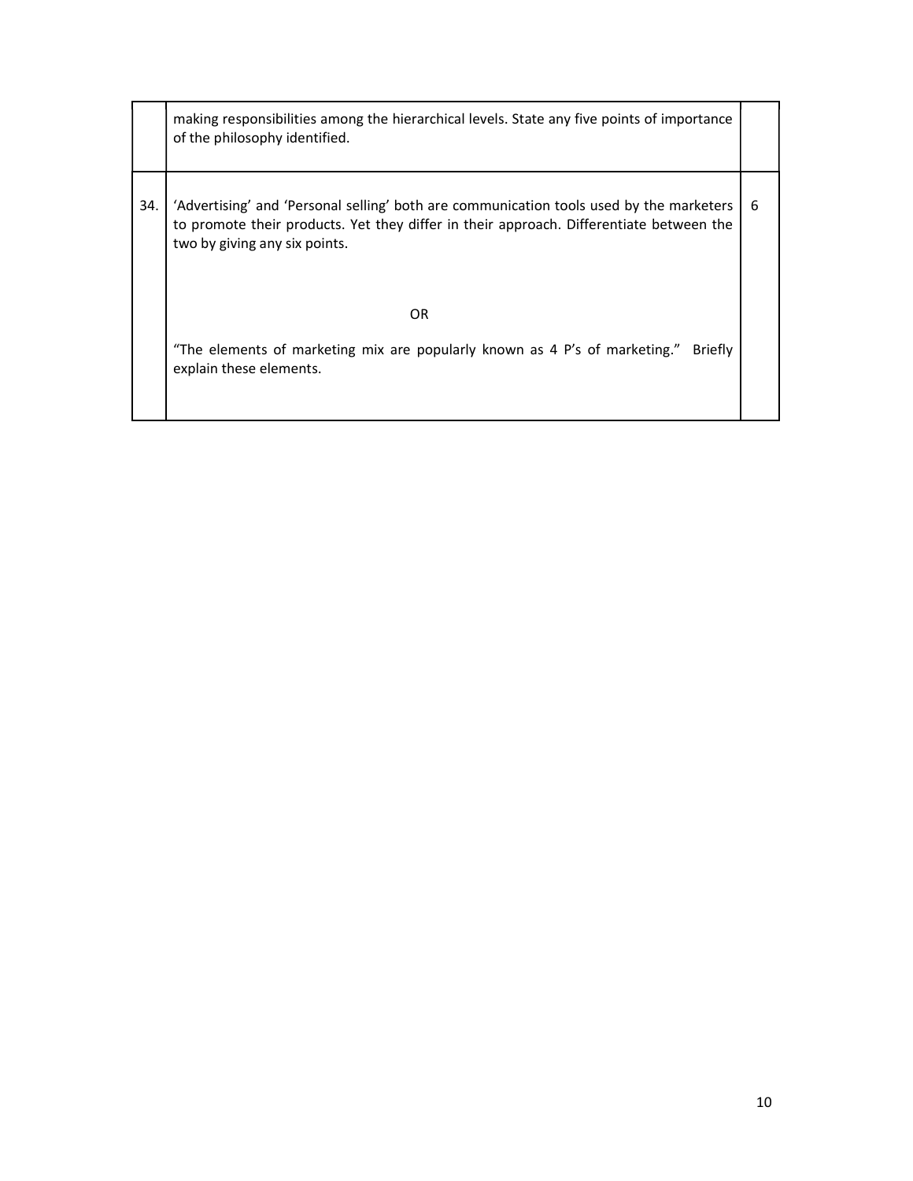| | | |
|---|---|---|
| | making responsibilities among the hierarchical levels. State any five points of importance of the philosophy identified. | |
| 34. | 'Advertising' and 'Personal selling' both are communication tools used by the marketers to promote their products. Yet they differ in their approach. Differentiate between the two by giving any six points.<br><br>OR<br><br>"The elements of marketing mix are popularly known as 4 P's of marketing." Briefly explain these elements. | 6 |